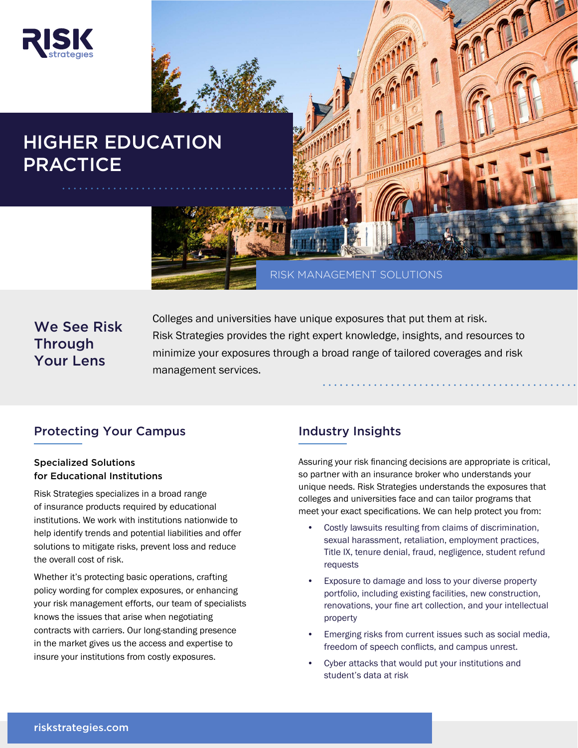RISK strategies

# HIGHER EDUCATION PRACTICE

RISK MANAGEMENT SOLUTIONS

## We See Risk Through Your Lens

Colleges and universities have unique exposures that put them at risk. Risk Strategies provides the right expert knowledge, insights, and resources to minimize your exposures through a broad range of tailored coverages and risk management services.

## Protecting Your Campus

### Specialized Solutions for Educational Institutions

Risk Strategies specializes in a broad range of insurance products required by educational institutions. We work with institutions nationwide to help identify trends and potential liabilities and offer solutions to mitigate risks, prevent loss and reduce the overall cost of risk.

Whether it's protecting basic operations, crafting policy wording for complex exposures, or enhancing your risk management efforts, our team of specialists knows the issues that arise when negotiating contracts with carriers. Our long-standing presence in the market gives us the access and expertise to insure your institutions from costly exposures.

## Industry Insights

Assuring your risk financing decisions are appropriate is critical, so partner with an insurance broker who understands your unique needs. Risk Strategies understands the exposures that colleges and universities face and can tailor programs that meet your exact specifications. We can help protect you from:

- Costly lawsuits resulting from claims of discrimination, sexual harassment, retaliation, employment practices, Title IX, tenure denial, fraud, negligence, student refund requests
- Exposure to damage and loss to your diverse property portfolio, including existing facilities, new construction, renovations, your fine art collection, and your intellectual property
- Emerging risks from current issues such as social media, freedom of speech conflicts, and campus unrest.
- Cyber attacks that would put your institutions and student's data at risk

riskstrategies.com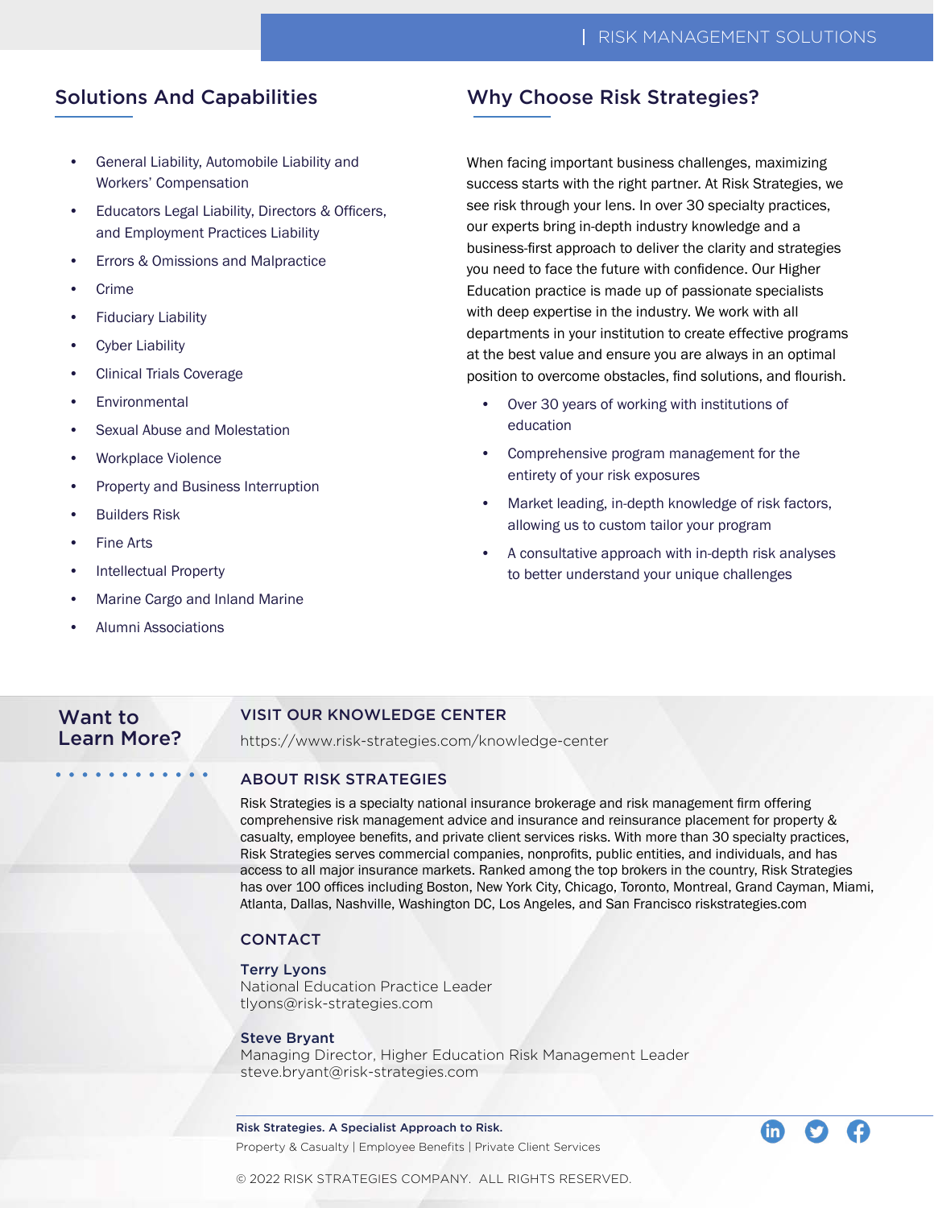## Solutions And Capabilities

- General Liability, Automobile Liability and Workers' Compensation
- Educators Legal Liability, Directors & Officers, and Employment Practices Liability
- Errors & Omissions and Malpractice
- Crime
- Fiduciary Liability
- Cyber Liability
- Clinical Trials Coverage
- Environmental
- Sexual Abuse and Molestation
- Workplace Violence
- Property and Business Interruption
- Builders Risk
- Fine Arts
- Intellectual Property
- Marine Cargo and Inland Marine
- Alumni Associations

## Why Choose Risk Strategies?

When facing important business challenges, maximizing success starts with the right partner. At Risk Strategies, we see risk through your lens. In over 30 specialty practices, our experts bring in-depth industry knowledge and a business-first approach to deliver the clarity and strategies you need to face the future with confidence. Our Higher Education practice is made up of passionate specialists with deep expertise in the industry. We work with all departments in your institution to create effective programs at the best value and ensure you are always in an optimal position to overcome obstacles, find solutions, and flourish.

- Over 30 years of working with institutions of education
- Comprehensive program management for the entirety of your risk exposures
- Market leading, in-depth knowledge of risk factors, allowing us to custom tailor your program
- A consultative approach with in-depth risk analyses to better understand your unique challenges

## Want to Learn More?

### VISIT OUR KNOWLEDGE CENTER

https://www.risk-strategies.com/knowledge-center

### ABOUT RISK STRATEGIES

Risk Strategies is a specialty national insurance brokerage and risk management firm offering comprehensive risk management advice and insurance and reinsurance placement for property & casualty, employee benefits, and private client services risks. With more than 30 specialty practices, Risk Strategies serves commercial companies, nonprofits, public entities, and individuals, and has access to all major insurance markets. Ranked among the top brokers in the country, Risk Strategies has over 100 offices including Boston, New York City, Chicago, Toronto, Montreal, Grand Cayman, Miami, Atlanta, Dallas, Nashville, Washington DC, Los Angeles, and San Francisco riskstrategies.com

### CONTACT

**Terry Lyons**
National Education Practice Leader
tlyons@risk-strategies.com

**Steve Bryant**
Managing Director, Higher Education Risk Management Leader
steve.bryant@risk-strategies.com

**Risk Strategies. A Specialist Approach to Risk.**
Property & Casualty | Employee Benefits | Private Client Services

© 2022 RISK STRATEGIES COMPANY. ALL RIGHTS RESERVED.